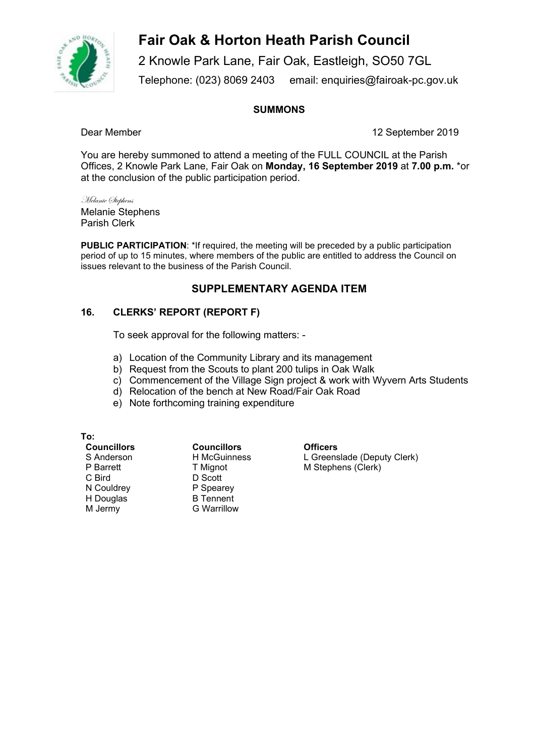# Fair Oak & Horton Heath Parish Council

2 Knowle Park Lane, Fair Oak, Eastleigh, SO50 7GL

Telephone: (023) 8069 2403 email: enquiries@fairoak-pc.gov.uk

**SUMMONS**

Dear Member 12 September 2019

You are hereby summoned to attend a meeting of the FULL COUNCIL at the Parish Offices, 2 Knowle Park Lane, Fair Oak on **Monday, 16 September 2019** at **7.00 p.m.** *or at the conclusion of the public participation period.

*Melanie Stephens*

Melanie Stephens
Parish Clerk

**PUBLIC PARTICIPATION**: *If required, the meeting will be preceded by a public participation period of up to 15 minutes, where members of the public are entitled to address the Council on issues relevant to the business of the Parish Council.

## SUPPLEMENTARY AGENDA ITEM

### 16. CLERKS' REPORT (REPORT F)

To seek approval for the following matters: -

a) Location of the Community Library and its management
b) Request from the Scouts to plant 200 tulips in Oak Walk
c) Commencement of the Village Sign project & work with Wyvern Arts Students
d) Relocation of the bench at New Road/Fair Oak Road
e) Note forthcoming training expenditure

**To:**

| **Councillors** | **Councillors** | **Officers** |
|---|---|---|
| S Anderson | H McGuinness | L Greenslade (Deputy Clerk) |
| P Barrett | T Mignot | M Stephens (Clerk) |
| C Bird | D Scott | |
| N Couldrey | P Spearey | |
| H Douglas | B Tennent | |
| M Jermy | G Warrillow | |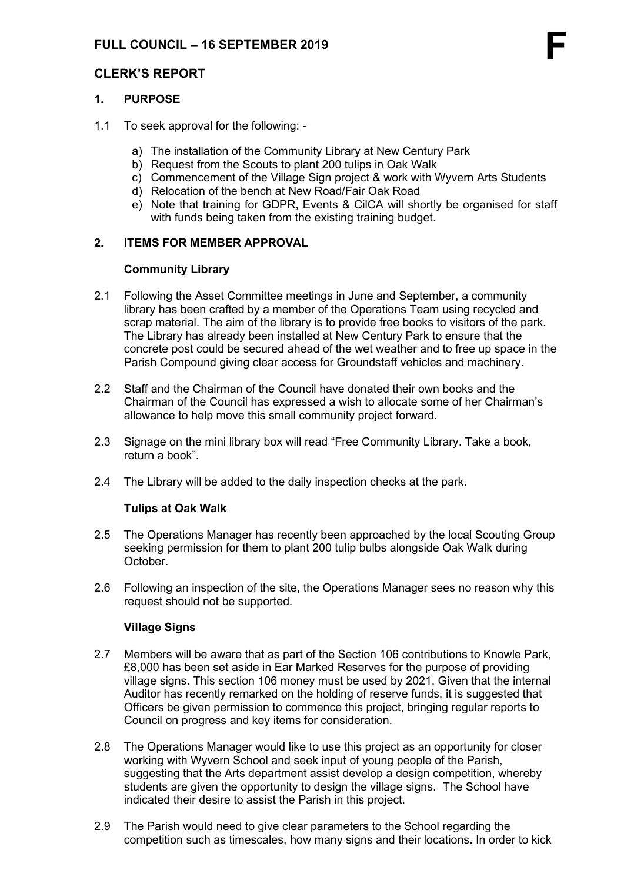# FULL COUNCIL – 16 SEPTEMBER 2019

**F**

## CLERK'S REPORT

### 1. PURPOSE

1.1 To seek approval for the following: -

a) The installation of the Community Library at New Century Park
b) Request from the Scouts to plant 200 tulips in Oak Walk
c) Commencement of the Village Sign project & work with Wyvern Arts Students
d) Relocation of the bench at New Road/Fair Oak Road
e) Note that training for GDPR, Events & CilCA will shortly be organised for staff with funds being taken from the existing training budget.

### 2. ITEMS FOR MEMBER APPROVAL

**Community Library**

2.1 Following the Asset Committee meetings in June and September, a community library has been crafted by a member of the Operations Team using recycled and scrap material. The aim of the library is to provide free books to visitors of the park. The Library has already been installed at New Century Park to ensure that the concrete post could be secured ahead of the wet weather and to free up space in the Parish Compound giving clear access for Groundstaff vehicles and machinery.

2.2 Staff and the Chairman of the Council have donated their own books and the Chairman of the Council has expressed a wish to allocate some of her Chairman's allowance to help move this small community project forward.

2.3 Signage on the mini library box will read "Free Community Library. Take a book, return a book".

2.4 The Library will be added to the daily inspection checks at the park.

**Tulips at Oak Walk**

2.5 The Operations Manager has recently been approached by the local Scouting Group seeking permission for them to plant 200 tulip bulbs alongside Oak Walk during October.

2.6 Following an inspection of the site, the Operations Manager sees no reason why this request should not be supported.

**Village Signs**

2.7 Members will be aware that as part of the Section 106 contributions to Knowle Park, £8,000 has been set aside in Ear Marked Reserves for the purpose of providing village signs. This section 106 money must be used by 2021. Given that the internal Auditor has recently remarked on the holding of reserve funds, it is suggested that Officers be given permission to commence this project, bringing regular reports to Council on progress and key items for consideration.

2.8 The Operations Manager would like to use this project as an opportunity for closer working with Wyvern School and seek input of young people of the Parish, suggesting that the Arts department assist develop a design competition, whereby students are given the opportunity to design the village signs. The School have indicated their desire to assist the Parish in this project.

2.9 The Parish would need to give clear parameters to the School regarding the competition such as timescales, how many signs and their locations. In order to kick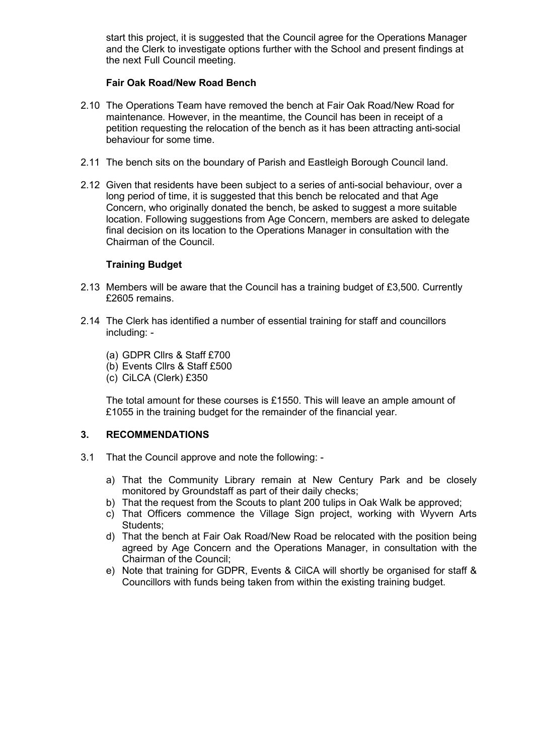start this project, it is suggested that the Council agree for the Operations Manager and the Clerk to investigate options further with the School and present findings at the next Full Council meeting.

**Fair Oak Road/New Road Bench**

2.10 The Operations Team have removed the bench at Fair Oak Road/New Road for maintenance. However, in the meantime, the Council has been in receipt of a petition requesting the relocation of the bench as it has been attracting anti-social behaviour for some time.

2.11 The bench sits on the boundary of Parish and Eastleigh Borough Council land.

2.12 Given that residents have been subject to a series of anti-social behaviour, over a long period of time, it is suggested that this bench be relocated and that Age Concern, who originally donated the bench, be asked to suggest a more suitable location. Following suggestions from Age Concern, members are asked to delegate final decision on its location to the Operations Manager in consultation with the Chairman of the Council.

**Training Budget**

2.13 Members will be aware that the Council has a training budget of £3,500. Currently £2605 remains.

2.14 The Clerk has identified a number of essential training for staff and councillors including: -

(a) GDPR Cllrs & Staff £700
(b) Events Cllrs & Staff £500
(c) CiLCA (Clerk) £350

The total amount for these courses is £1550. This will leave an ample amount of £1055 in the training budget for the remainder of the financial year.

## 3. RECOMMENDATIONS

3.1 That the Council approve and note the following: -

a) That the Community Library remain at New Century Park and be closely monitored by Groundstaff as part of their daily checks;
b) That the request from the Scouts to plant 200 tulips in Oak Walk be approved;
c) That Officers commence the Village Sign project, working with Wyvern Arts Students;
d) That the bench at Fair Oak Road/New Road be relocated with the position being agreed by Age Concern and the Operations Manager, in consultation with the Chairman of the Council;
e) Note that training for GDPR, Events & CilCA will shortly be organised for staff & Councillors with funds being taken from within the existing training budget.